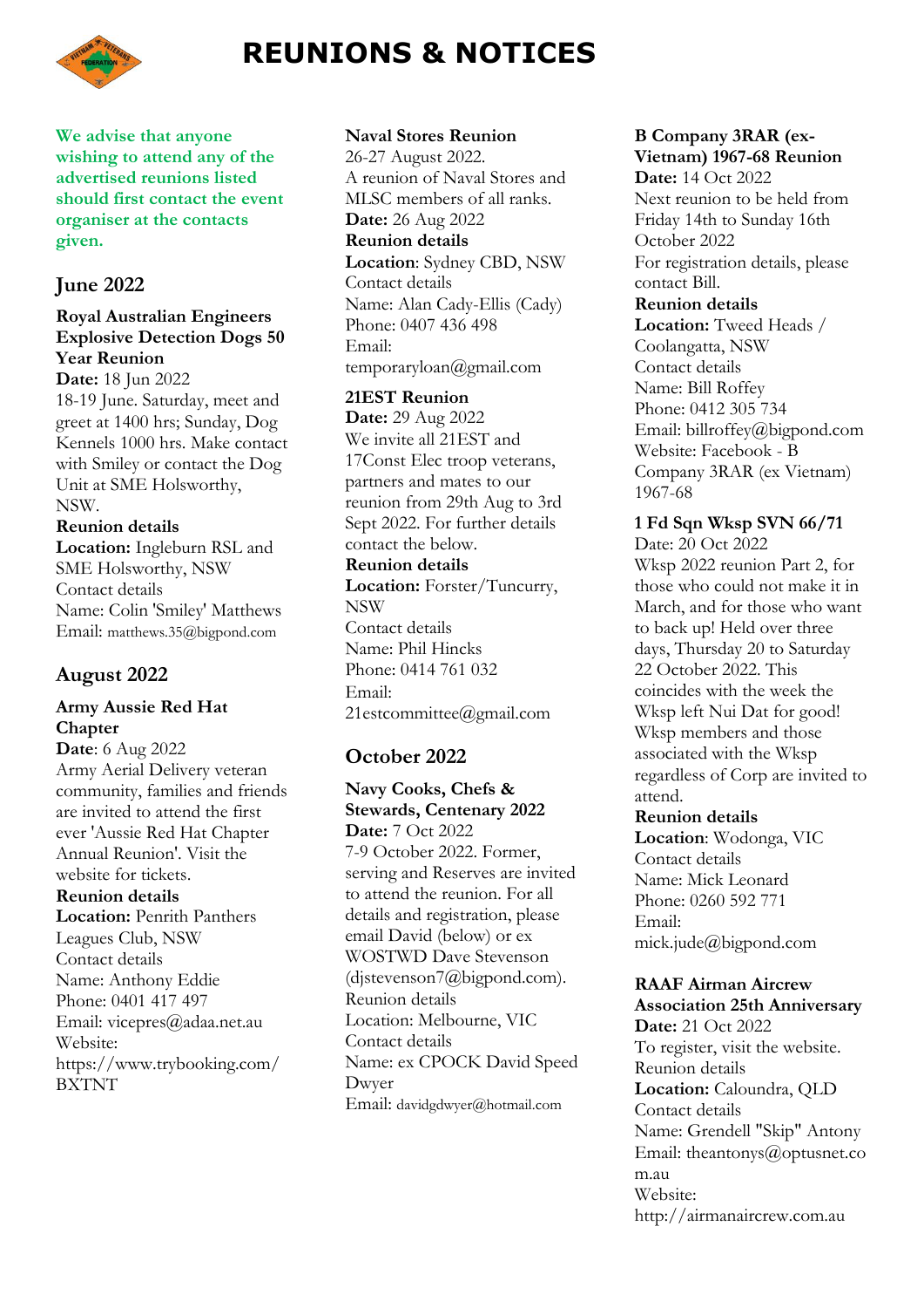# REUNIONS & NOTICES

**We advise that anyone wishing to attend any of the advertised reunions listed should first contact the event organiser at the contacts given.**

## June 2022

### Royal Australian Engineers Explosive Detection Dogs 50 Year Reunion

**Date:** 18 Jun 2022
18-19 June. Saturday, meet and greet at 1400 hrs; Sunday, Dog Kennels 1000 hrs. Make contact with Smiley or contact the Dog Unit at SME Holsworthy, NSW.
**Reunion details**
**Location:** Ingleburn RSL and SME Holsworthy, NSW
Contact details
Name: Colin 'Smiley' Matthews
Email: matthews.35@bigpond.com

## August 2022

### Army Aussie Red Hat Chapter

**Date**: 6 Aug 2022
Army Aerial Delivery veteran community, families and friends are invited to attend the first ever 'Aussie Red Hat Chapter Annual Reunion'. Visit the website for tickets.
**Reunion details**
**Location:** Penrith Panthers Leagues Club, NSW
Contact details
Name: Anthony Eddie
Phone: 0401 417 497
Email: vicepres@adaa.net.au
Website: https://www.trybooking.com/BXTNT

### Naval Stores Reunion

26-27 August 2022.
A reunion of Naval Stores and MLSC members of all ranks.
**Date:** 26 Aug 2022
**Reunion details**
**Location**: Sydney CBD, NSW
Contact details
Name: Alan Cady-Ellis (Cady)
Phone: 0407 436 498
Email: temporaryloan@gmail.com

### 21EST Reunion

**Date:** 29 Aug 2022
We invite all 21EST and 17Const Elec troop veterans, partners and mates to our reunion from 29th Aug to 3rd Sept 2022. For further details contact the below.
**Reunion details**
**Location:** Forster/Tuncurry, NSW
Contact details
Name: Phil Hincks
Phone: 0414 761 032
Email: 21estcommittee@gmail.com

## October 2022

### Navy Cooks, Chefs & Stewards, Centenary 2022

**Date:** 7 Oct 2022
7-9 October 2022. Former, serving and Reserves are invited to attend the reunion. For all details and registration, please email David (below) or ex WOSTWD Dave Stevenson (djstevenson7@bigpond.com).
Reunion details
Location: Melbourne, VIC
Contact details
Name: ex CPOCK David Speed Dwyer
Email: davidgdwyer@hotmail.com

### B Company 3RAR (ex-Vietnam) 1967-68 Reunion

**Date:** 14 Oct 2022
Next reunion to be held from Friday 14th to Sunday 16th October 2022
For registration details, please contact Bill.
**Reunion details**
**Location:** Tweed Heads / Coolangatta, NSW
Contact details
Name: Bill Roffey
Phone: 0412 305 734
Email: billroffey@bigpond.com
Website: Facebook - B Company 3RAR (ex Vietnam) 1967-68

### 1 Fd Sqn Wksp SVN 66/71

Date: 20 Oct 2022
Wksp 2022 reunion Part 2, for those who could not make it in March, and for those who want to back up! Held over three days, Thursday 20 to Saturday 22 October 2022. This coincides with the week the Wksp left Nui Dat for good! Wksp members and those associated with the Wksp regardless of Corp are invited to attend.
**Reunion details**
**Location**: Wodonga, VIC
Contact details
Name: Mick Leonard
Phone: 0260 592 771
Email: mick.jude@bigpond.com

### RAAF Airman Aircrew Association 25th Anniversary

**Date:** 21 Oct 2022
To register, visit the website.
Reunion details
**Location:** Caloundra, QLD
Contact details
Name: Grendell "Skip" Antony
Email: theantonys@optusnet.com.au
Website: http://airmanaircrew.com.au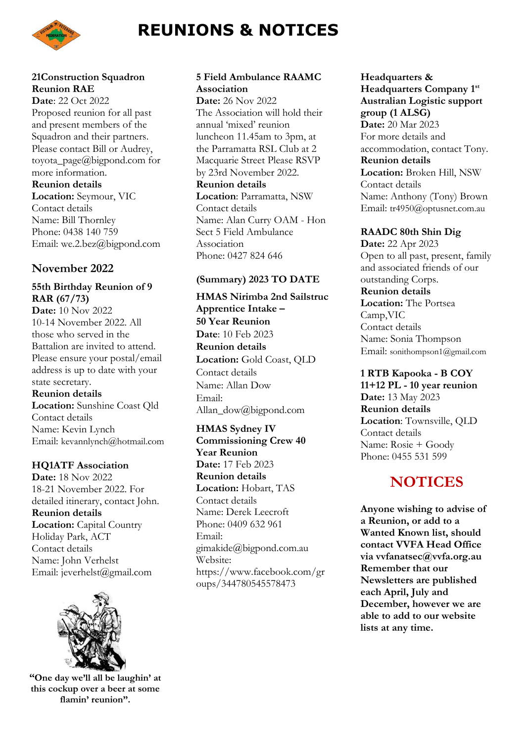# REUNIONS & NOTICES

**21Construction Squadron Reunion RAE**
**Date**: 22 Oct 2022
Proposed reunion for all past and present members of the Squadron and their partners. Please contact Bill or Audrey, toyota_page@bigpond.com for more information.
**Reunion details**
**Location:** Seymour, VIC
Contact details
Name: Bill Thornley
Phone: 0438 140 759
Email: we.2.bez@bigpond.com

## November 2022

**55th Birthday Reunion of 9 RAR (67/73)**
**Date:** 10 Nov 2022
10-14 November 2022. All those who served in the Battalion are invited to attend. Please ensure your postal/email address is up to date with your state secretary.
**Reunion details**
**Location:** Sunshine Coast Qld
Contact details
Name: Kevin Lynch
Email: kevannlynch@hotmail.com

**HQ1ATF Association**
**Date:** 18 Nov 2022
18-21 November 2022. For detailed itinerary, contact John.
**Reunion details**
**Location:** Capital Country Holiday Park, ACT
Contact details
Name: John Verhelst
Email: jeverhelst@gmail.com

**"One day we'll all be laughin' at this cockup over a beer at some flamin' reunion".**

**5 Field Ambulance RAAMC Association**
**Date:** 26 Nov 2022
The Association will hold their annual 'mixed' reunion luncheon 11.45am to 3pm, at the Parramatta RSL Club at 2 Macquarie Street Please RSVP by 23rd November 2022.
**Reunion details**
**Location**: Parramatta, NSW
Contact details
Name: Alan Curry OAM - Hon Sect 5 Field Ambulance Association
Phone: 0427 824 646

## (Summary) 2023 TO DATE

**HMAS Nirimba 2nd Sailstruc Apprentice Intake – 50 Year Reunion**
**Date**: 10 Feb 2023
**Reunion details**
**Location:** Gold Coast, QLD
Contact details
Name: Allan Dow
Email: Allan_dow@bigpond.com

**HMAS Sydney IV Commissioning Crew 40 Year Reunion**
**Date:** 17 Feb 2023
**Reunion details**
**Location:** Hobart, TAS
Contact details
Name: Derek Leecroft
Phone: 0409 632 961
Email: gimakide@bigpond.com.au
Website: https://www.facebook.com/groups/344780545578473

**Headquarters & Headquarters Company 1st Australian Logistic support group (1 ALSG)**
**Date:** 20 Mar 2023
For more details and accommodation, contact Tony.
**Reunion details**
**Location:** Broken Hill, NSW
Contact details
Name: Anthony (Tony) Brown
Email: tr4950@optusnet.com.au

**RAADC 80th Shin Dig**
**Date:** 22 Apr 2023
Open to all past, present, family and associated friends of our outstanding Corps.
**Reunion details**
**Location:** The Portsea Camp,VIC
Contact details
Name: Sonia Thompson
Email: sonithompson1@gmail.com

**1 RTB Kapooka - B COY 11+12 PL - 10 year reunion**
**Date:** 13 May 2023
**Reunion details**
**Location**: Townsville, QLD
Contact details
Name: Rosie + Goody
Phone: 0455 531 599

## NOTICES

**Anyone wishing to advise of a Reunion, or add to a Wanted Known list, should contact VVFA Head Office via vvfanatsec@vvfa.org.au Remember that our Newsletters are published each April, July and December, however we are able to add to our website lists at any time.**